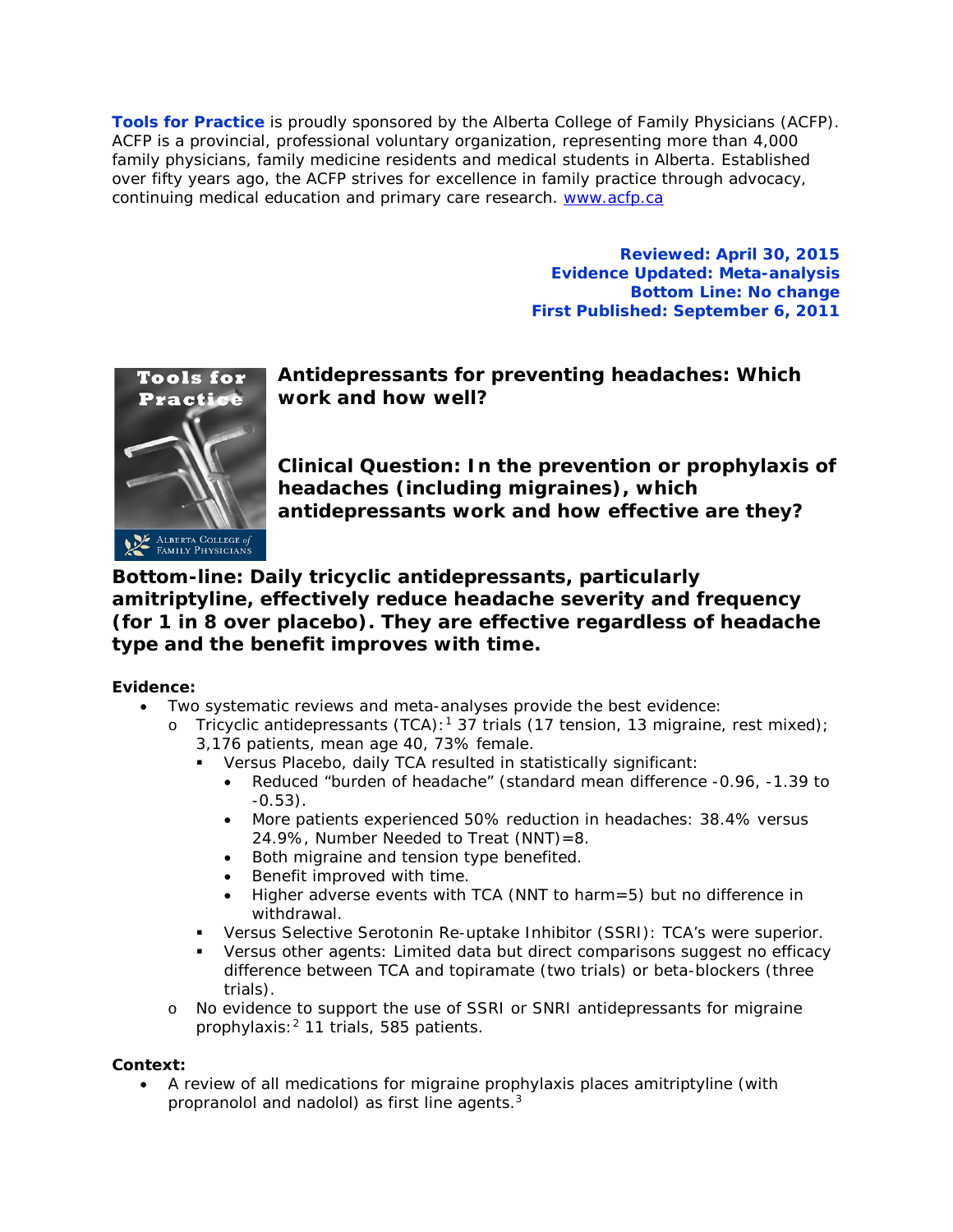**Tools for Practice** is proudly sponsored by the Alberta College of Family Physicians (ACFP). ACFP is a provincial, professional voluntary organization, representing more than 4,000 family physicians, family medicine residents and medical students in Alberta. Established over fifty years ago, the ACFP strives for excellence in family practice through advocacy, continuing medical education and primary care research. www.acfp.ca

**Reviewed: April 30, 2015**
**Evidence Updated: Meta-analysis**
**Bottom Line: No change**
**First Published: September 6, 2011**

# Antidepressants for preventing headaches: Which work and how well?

## Clinical Question: In the prevention or prophylaxis of headaches (including migraines), which antidepressants work and how effective are they?

## Bottom-line: Daily tricyclic antidepressants, particularly amitriptyline, effectively reduce headache severity and frequency (for 1 in 8 over placebo). They are effective regardless of headache type and the benefit improves with time.

**Evidence:**

- Two systematic reviews and meta-analyses provide the best evidence:
  - Tricyclic antidepressants (TCA):[1] 37 trials (17 tension, 13 migraine, rest mixed); 3,176 patients, mean age 40, 73% female.
    - Versus Placebo, daily TCA resulted in statistically significant:
      - Reduced "burden of headache" (standard mean difference -0.96, -1.39 to -0.53).
      - More patients experienced 50% reduction in headaches: 38.4% versus 24.9%, Number Needed to Treat (NNT)=8.
      - Both migraine and tension type benefited.
      - Benefit improved with time.
      - Higher adverse events with TCA (NNT to harm=5) but no difference in withdrawal.
    - Versus Selective Serotonin Re-uptake Inhibitor (SSRI): TCA's were superior.
    - Versus other agents: Limited data but direct comparisons suggest no efficacy difference between TCA and topiramate (two trials) or beta-blockers (three trials).
  - No evidence to support the use of SSRI or SNRI antidepressants for migraine prophylaxis:[2] 11 trials, 585 patients.

**Context:**

- A review of all medications for migraine prophylaxis places amitriptyline (with propranolol and nadolol) as first line agents.[3]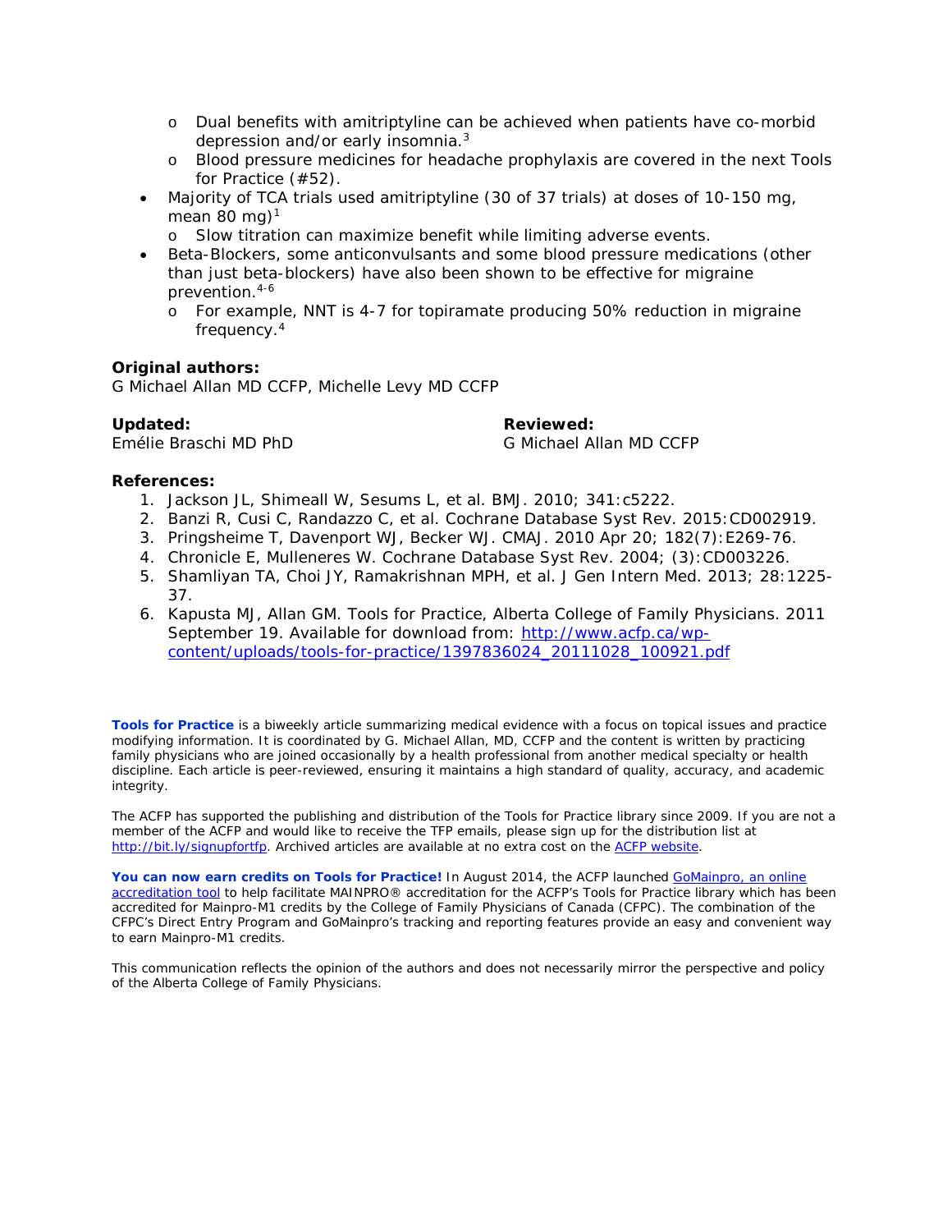- Dual benefits with amitriptyline can be achieved when patients have co-morbid depression and/or early insomnia.[3]
  - Blood pressure medicines for headache prophylaxis are covered in the next Tools for Practice (#52).
- Majority of TCA trials used amitriptyline (30 of 37 trials) at doses of 10-150 mg, mean 80 mg)[1]
  - Slow titration can maximize benefit while limiting adverse events.
- Beta-Blockers, some anticonvulsants and some blood pressure medications (other than just beta-blockers) have also been shown to be effective for migraine prevention.[4-6]
  - For example, NNT is 4-7 for topiramate producing 50% reduction in migraine frequency.[4]

**Original authors:**
G Michael Allan MD CCFP, Michelle Levy MD CCFP

**Updated:**
Emélie Braschi MD PhD

**Reviewed:**
G Michael Allan MD CCFP

**References:**

1. Jackson JL, Shimeall W, Sesums L, et al. BMJ. 2010; 341:c5222.
2. Banzi R, Cusi C, Randazzo C, et al. Cochrane Database Syst Rev. 2015:CD002919.
3. Pringsheime T, Davenport WJ, Becker WJ. CMAJ. 2010 Apr 20; 182(7):E269-76.
4. Chronicle E, Mulleneres W. Cochrane Database Syst Rev. 2004; (3):CD003226.
5. Shamliyan TA, Choi JY, Ramakrishnan MPH, et al. J Gen Intern Med. 2013; 28:1225-37.
6. Kapusta MJ, Allan GM. Tools for Practice, Alberta College of Family Physicians. 2011 September 19. Available for download from: http://www.acfp.ca/wp-content/uploads/tools-for-practice/1397836024_20111028_100921.pdf

**Tools for Practice** is a biweekly article summarizing medical evidence with a focus on topical issues and practice modifying information. It is coordinated by G. Michael Allan, MD, CCFP and the content is written by practicing family physicians who are joined occasionally by a health professional from another medical specialty or health discipline. Each article is peer-reviewed, ensuring it maintains a high standard of quality, accuracy, and academic integrity.

The ACFP has supported the publishing and distribution of the Tools for Practice library since 2009. If you are not a member of the ACFP and would like to receive the TFP emails, please sign up for the distribution list at http://bit.ly/signupfortfp. Archived articles are available at no extra cost on the ACFP website.

**You can now earn credits on Tools for Practice!** In August 2014, the ACFP launched GoMainpro, an online accreditation tool to help facilitate MAINPRO® accreditation for the ACFP's Tools for Practice library which has been accredited for Mainpro-M1 credits by the College of Family Physicians of Canada (CFPC). The combination of the CFPC's Direct Entry Program and GoMainpro's tracking and reporting features provide an easy and convenient way to earn Mainpro-M1 credits.

This communication reflects the opinion of the authors and does not necessarily mirror the perspective and policy of the Alberta College of Family Physicians.